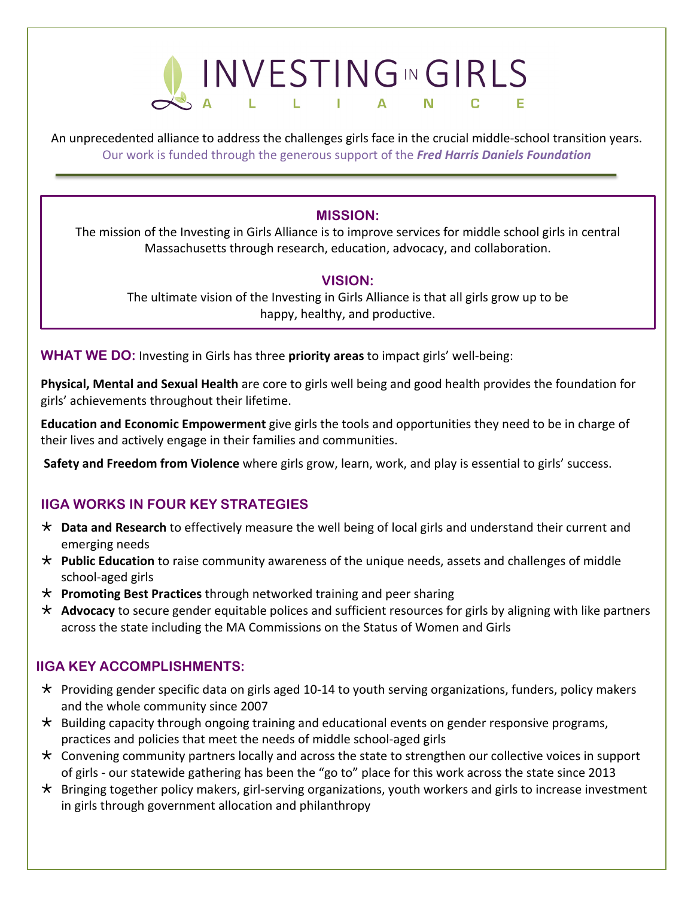# INVESTING IN GIRLS ALLIANCE

An unprecedented alliance to address the challenges girls face in the crucial middle-school transition years.

Our work is funded through the generous support of the ***Fred Harris Daniels Foundation***

---

## MISSION:

The mission of the Investing in Girls Alliance is to improve services for middle school girls in central Massachusetts through research, education, advocacy, and collaboration.

## VISION:

The ultimate vision of the Investing in Girls Alliance is that all girls grow up to be happy, healthy, and productive.

**WHAT WE DO:** Investing in Girls has three **priority areas** to impact girls' well-being:

**Physical, Mental and Sexual Health** are core to girls well being and good health provides the foundation for girls' achievements throughout their lifetime.

**Education and Economic Empowerment** give girls the tools and opportunities they need to be in charge of their lives and actively engage in their families and communities.

**Safety and Freedom from Violence** where girls grow, learn, work, and play is essential to girls' success.

## IIGA WORKS IN FOUR KEY STRATEGIES

- **Data and Research** to effectively measure the well being of local girls and understand their current and emerging needs
- **Public Education** to raise community awareness of the unique needs, assets and challenges of middle school-aged girls
- **Promoting Best Practices** through networked training and peer sharing
- **Advocacy** to secure gender equitable polices and sufficient resources for girls by aligning with like partners across the state including the MA Commissions on the Status of Women and Girls

## IIGA KEY ACCOMPLISHMENTS:

- Providing gender specific data on girls aged 10-14 to youth serving organizations, funders, policy makers and the whole community since 2007
- Building capacity through ongoing training and educational events on gender responsive programs, practices and policies that meet the needs of middle school-aged girls
- Convening community partners locally and across the state to strengthen our collective voices in support of girls - our statewide gathering has been the "go to" place for this work across the state since 2013
- Bringing together policy makers, girl-serving organizations, youth workers and girls to increase investment in girls through government allocation and philanthropy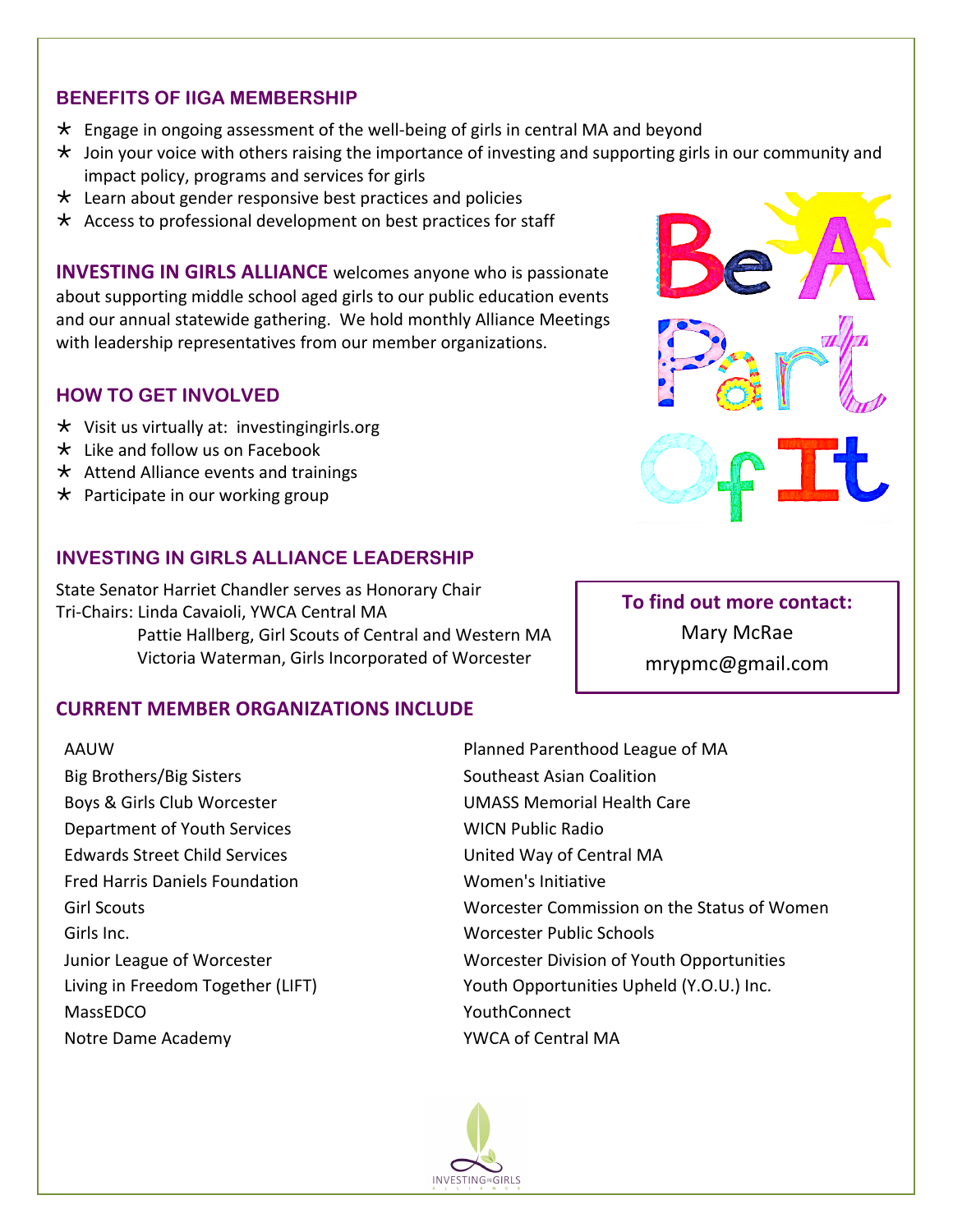## BENEFITS OF IIGA MEMBERSHIP

- Engage in ongoing assessment of the well-being of girls in central MA and beyond
- Join your voice with others raising the importance of investing and supporting girls in our community and impact policy, programs and services for girls
- Learn about gender responsive best practices and policies
- Access to professional development on best practices for staff

**INVESTING IN GIRLS ALLIANCE** welcomes anyone who is passionate about supporting middle school aged girls to our public education events and our annual statewide gathering. We hold monthly Alliance Meetings with leadership representatives from our member organizations.

Be A Part Of It

## HOW TO GET INVOLVED

- Visit us virtually at: investingingirls.org
- Like and follow us on Facebook
- Attend Alliance events and trainings
- Participate in our working group

## INVESTING IN GIRLS ALLIANCE LEADERSHIP

State Senator Harriet Chandler serves as Honorary Chair
Tri-Chairs: Linda Cavaioli, YWCA Central MA
Pattie Hallberg, Girl Scouts of Central and Western MA
Victoria Waterman, Girls Incorporated of Worcester

**To find out more contact:**
Mary McRae
mrypmc@gmail.com

## CURRENT MEMBER ORGANIZATIONS INCLUDE

AAUW
Big Brothers/Big Sisters
Boys & Girls Club Worcester
Department of Youth Services
Edwards Street Child Services
Fred Harris Daniels Foundation
Girl Scouts
Girls Inc.
Junior League of Worcester
Living in Freedom Together (LIFT)
MassEDCO
Notre Dame Academy
Planned Parenthood League of MA
Southeast Asian Coalition
UMASS Memorial Health Care
WICN Public Radio
United Way of Central MA
Women's Initiative
Worcester Commission on the Status of Women
Worcester Public Schools
Worcester Division of Youth Opportunities
Youth Opportunities Upheld (Y.O.U.) Inc.
YouthConnect
YWCA of Central MA

INVESTING IN GIRLS ALLIANCE